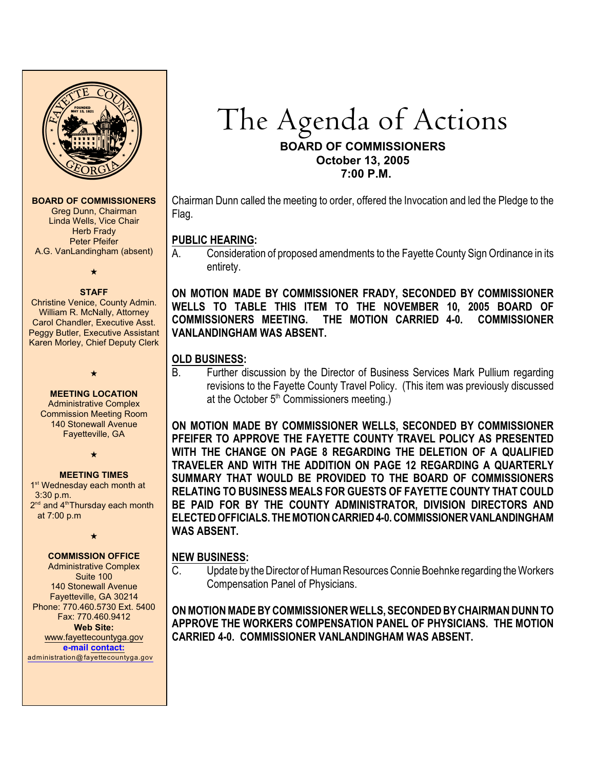# The Agenda of Actions

**BOARD OF COMMISSIONERS**
**October 13, 2005**
**7:00 P.M.**

**BOARD OF COMMISSIONERS**
Greg Dunn, Chairman
Linda Wells, Vice Chair
Herb Frady
Peter Pfeifer
A.G. VanLandingham (absent)

**STAFF**
Christine Venice, County Admin.
William R. McNally, Attorney
Carol Chandler, Executive Asst.
Peggy Butler, Executive Assistant
Karen Morley, Chief Deputy Clerk

**MEETING LOCATION**
Administrative Complex
Commission Meeting Room
140 Stonewall Avenue
Fayetteville, GA

**MEETING TIMES**
1st Wednesday each month at 3:30 p.m.
2nd and 4th Thursday each month at 7:00 p.m

**COMMISSION OFFICE**
Administrative Complex
Suite 100
140 Stonewall Avenue
Fayetteville, GA 30214
Phone: 770.460.5730 Ext. 5400
Fax: 770.460.9412
**Web Site:**
www.fayettecountyga.gov
**e-mail contact:**
administration@fayettecountyga.gov

Chairman Dunn called the meeting to order, offered the Invocation and led the Pledge to the Flag.

## PUBLIC HEARING:

A. Consideration of proposed amendments to the Fayette County Sign Ordinance in its entirety.

**ON MOTION MADE BY COMMISSIONER FRADY, SECONDED BY COMMISSIONER WELLS TO TABLE THIS ITEM TO THE NOVEMBER 10, 2005 BOARD OF COMMISSIONERS MEETING. THE MOTION CARRIED 4-0. COMMISSIONER VANLANDINGHAM WAS ABSENT.**

## OLD BUSINESS:

B. Further discussion by the Director of Business Services Mark Pullium regarding revisions to the Fayette County Travel Policy. (This item was previously discussed at the October 5th Commissioners meeting.)

**ON MOTION MADE BY COMMISSIONER WELLS, SECONDED BY COMMISSIONER PFEIFER TO APPROVE THE FAYETTE COUNTY TRAVEL POLICY AS PRESENTED WITH THE CHANGE ON PAGE 8 REGARDING THE DELETION OF A QUALIFIED TRAVELER AND WITH THE ADDITION ON PAGE 12 REGARDING A QUARTERLY SUMMARY THAT WOULD BE PROVIDED TO THE BOARD OF COMMISSIONERS RELATING TO BUSINESS MEALS FOR GUESTS OF FAYETTE COUNTY THAT COULD BE PAID FOR BY THE COUNTY ADMINISTRATOR, DIVISION DIRECTORS AND ELECTED OFFICIALS. THE MOTION CARRIED 4-0. COMMISSIONER VANLANDINGHAM WAS ABSENT.**

## NEW BUSINESS:

C. Update by the Director of Human Resources Connie Boehnke regarding the Workers Compensation Panel of Physicians.

**ON MOTION MADE BY COMMISSIONER WELLS, SECONDED BY CHAIRMAN DUNN TO APPROVE THE WORKERS COMPENSATION PANEL OF PHYSICIANS. THE MOTION CARRIED 4-0. COMMISSIONER VANLANDINGHAM WAS ABSENT.**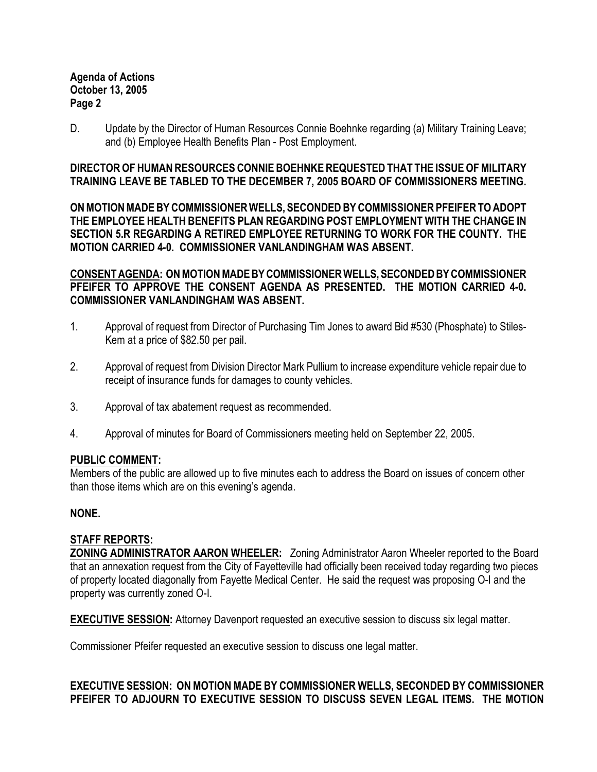D. Update by the Director of Human Resources Connie Boehnke regarding (a) Military Training Leave; and (b) Employee Health Benefits Plan - Post Employment.

**DIRECTOR OF HUMAN RESOURCES CONNIE BOEHNKE REQUESTED THAT THE ISSUE OF MILITARY TRAINING LEAVE BE TABLED TO THE DECEMBER 7, 2005 BOARD OF COMMISSIONERS MEETING.**

**ON MOTION MADE BY COMMISSIONER WELLS, SECONDED BY COMMISSIONER PFEIFER TO ADOPT THE EMPLOYEE HEALTH BENEFITS PLAN REGARDING POST EMPLOYMENT WITH THE CHANGE IN SECTION 5.R REGARDING A RETIRED EMPLOYEE RETURNING TO WORK FOR THE COUNTY. THE MOTION CARRIED 4-0. COMMISSIONER VANLANDINGHAM WAS ABSENT.**

**CONSENT AGENDA: ON MOTION MADE BY COMMISSIONER WELLS, SECONDED BY COMMISSIONER PFEIFER TO APPROVE THE CONSENT AGENDA AS PRESENTED. THE MOTION CARRIED 4-0. COMMISSIONER VANLANDINGHAM WAS ABSENT.**

1. Approval of request from Director of Purchasing Tim Jones to award Bid #530 (Phosphate) to Stiles-Kem at a price of $82.50 per pail.

2. Approval of request from Division Director Mark Pullium to increase expenditure vehicle repair due to receipt of insurance funds for damages to county vehicles.

3. Approval of tax abatement request as recommended.

4. Approval of minutes for Board of Commissioners meeting held on September 22, 2005.

**PUBLIC COMMENT:**
Members of the public are allowed up to five minutes each to address the Board on issues of concern other than those items which are on this evening's agenda.

**NONE.**

**STAFF REPORTS:**
**ZONING ADMINISTRATOR AARON WHEELER:** Zoning Administrator Aaron Wheeler reported to the Board that an annexation request from the City of Fayetteville had officially been received today regarding two pieces of property located diagonally from Fayette Medical Center. He said the request was proposing O-I and the property was currently zoned O-I.

**EXECUTIVE SESSION:** Attorney Davenport requested an executive session to discuss six legal matter.

Commissioner Pfeifer requested an executive session to discuss one legal matter.

**EXECUTIVE SESSION: ON MOTION MADE BY COMMISSIONER WELLS, SECONDED BY COMMISSIONER PFEIFER TO ADJOURN TO EXECUTIVE SESSION TO DISCUSS SEVEN LEGAL ITEMS. THE MOTION**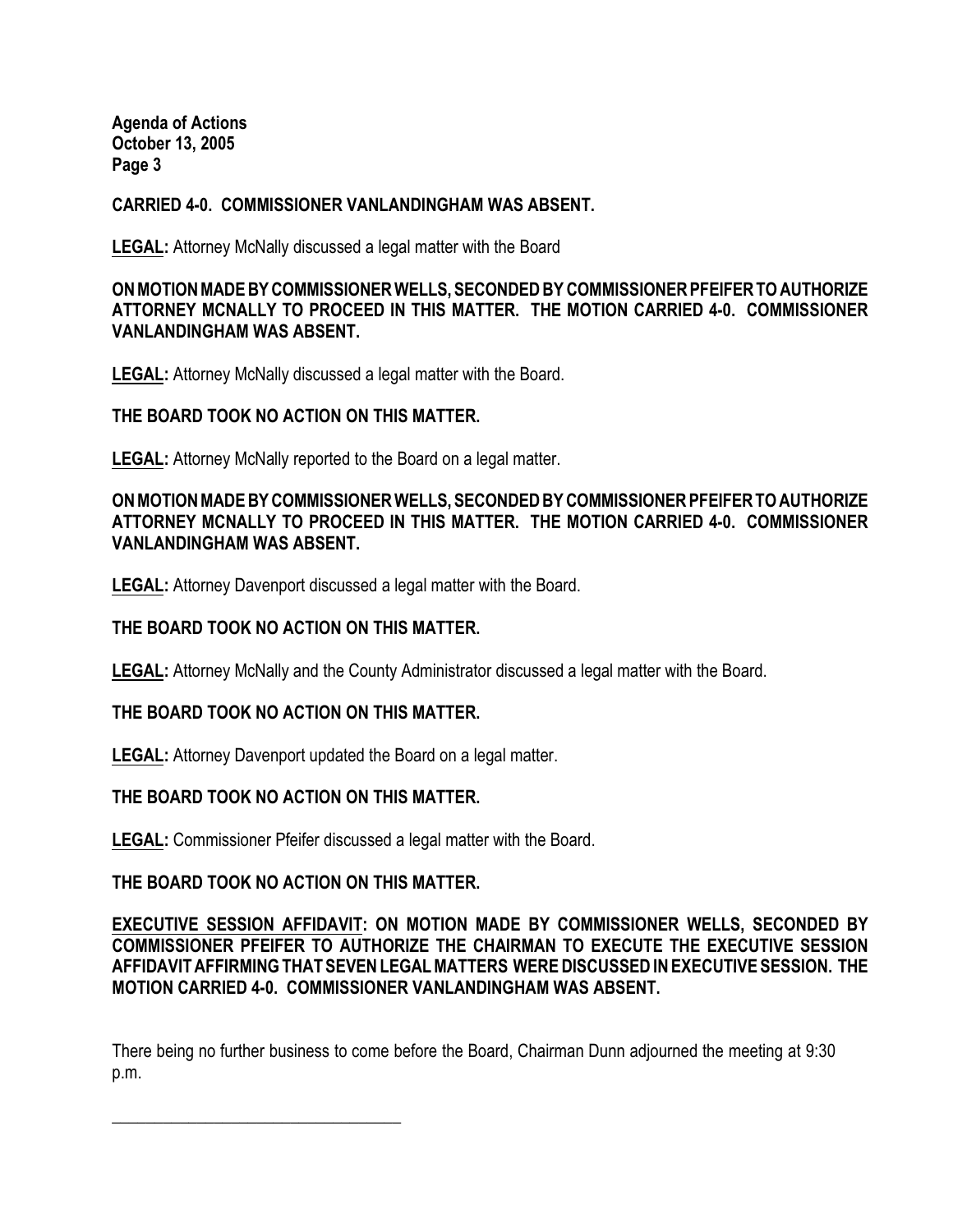**CARRIED 4-0. COMMISSIONER VANLANDINGHAM WAS ABSENT.**

**LEGAL:** Attorney McNally discussed a legal matter with the Board

**ON MOTION MADE BY COMMISSIONER WELLS, SECONDED BY COMMISSIONER PFEIFER TO AUTHORIZE ATTORNEY MCNALLY TO PROCEED IN THIS MATTER. THE MOTION CARRIED 4-0. COMMISSIONER VANLANDINGHAM WAS ABSENT.**

**LEGAL:** Attorney McNally discussed a legal matter with the Board.

**THE BOARD TOOK NO ACTION ON THIS MATTER.**

**LEGAL:** Attorney McNally reported to the Board on a legal matter.

**ON MOTION MADE BY COMMISSIONER WELLS, SECONDED BY COMMISSIONER PFEIFER TO AUTHORIZE ATTORNEY MCNALLY TO PROCEED IN THIS MATTER. THE MOTION CARRIED 4-0. COMMISSIONER VANLANDINGHAM WAS ABSENT.**

**LEGAL:** Attorney Davenport discussed a legal matter with the Board.

**THE BOARD TOOK NO ACTION ON THIS MATTER.**

**LEGAL:** Attorney McNally and the County Administrator discussed a legal matter with the Board.

**THE BOARD TOOK NO ACTION ON THIS MATTER.**

**LEGAL:** Attorney Davenport updated the Board on a legal matter.

**THE BOARD TOOK NO ACTION ON THIS MATTER.**

**LEGAL:** Commissioner Pfeifer discussed a legal matter with the Board.

**THE BOARD TOOK NO ACTION ON THIS MATTER.**

**EXECUTIVE SESSION AFFIDAVIT: ON MOTION MADE BY COMMISSIONER WELLS, SECONDED BY COMMISSIONER PFEIFER TO AUTHORIZE THE CHAIRMAN TO EXECUTE THE EXECUTIVE SESSION AFFIDAVIT AFFIRMING THAT SEVEN LEGAL MATTERS WERE DISCUSSED IN EXECUTIVE SESSION. THE MOTION CARRIED 4-0. COMMISSIONER VANLANDINGHAM WAS ABSENT.**

There being no further business to come before the Board, Chairman Dunn adjourned the meeting at 9:30 p.m.

\_\_\_\_\_\_\_\_\_\_\_\_\_\_\_\_\_\_\_\_\_\_\_\_\_\_\_\_\_\_\_\_\_\_\_\_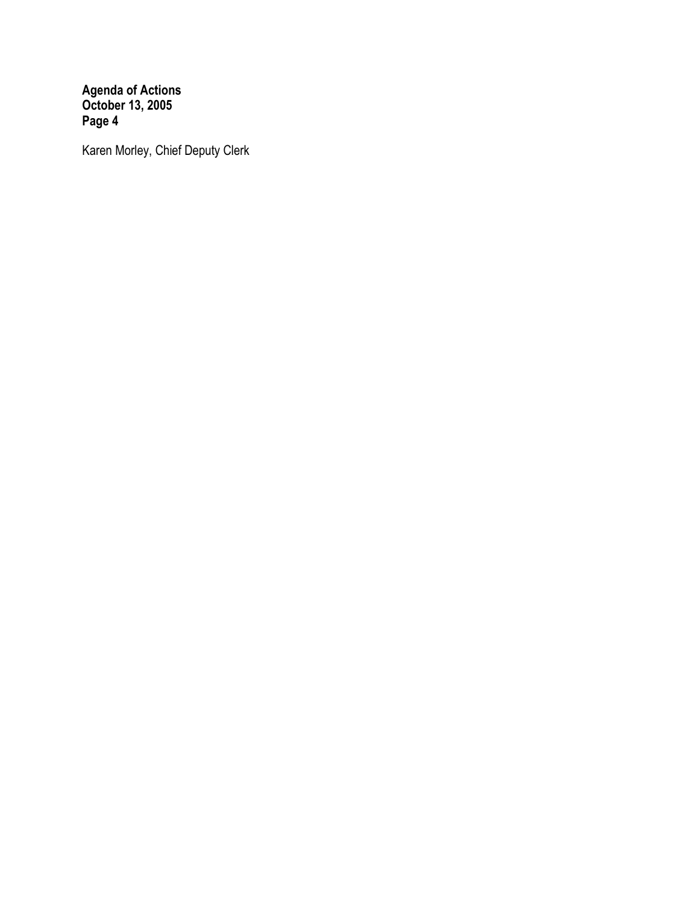Karen Morley, Chief Deputy Clerk